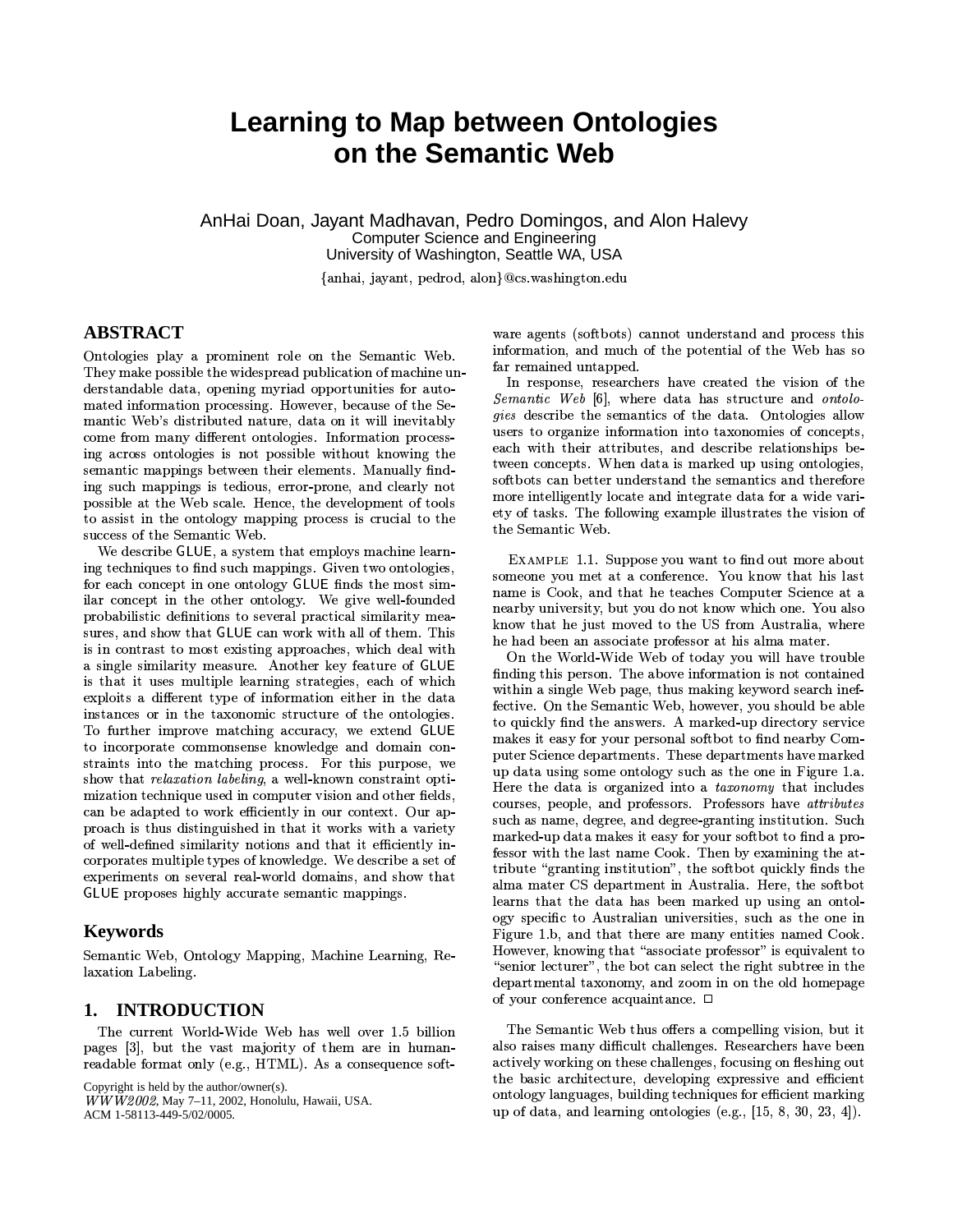# Learning to Map between Ontologies on the Semantic Web

AnHai Doan, Jayant Madhavan, Pedro Domingos, and Alon Halevy
Computer Science and Engineering
University of Washington, Seattle WA, USA

{anhai, jayant, pedrod, alon}@cs.washington.edu

## ABSTRACT

Ontologies play a prominent role on the Semantic Web. They make possible the widespread publication of machine understandable data, opening myriad opportunities for automated information processing. However, because of the Semantic Web's distributed nature, data on it will inevitably come from many different ontologies. Information processing across ontologies is not possible without knowing the semantic mappings between their elements. Manually finding such mappings is tedious, error-prone, and clearly not possible at the Web scale. Hence, the development of tools to assist in the ontology mapping process is crucial to the success of the Semantic Web.

We describe GLUE, a system that employs machine learning techniques to find such mappings. Given two ontologies, for each concept in one ontology GLUE finds the most similar concept in the other ontology. We give well-founded probabilistic definitions to several practical similarity measures, and show that GLUE can work with all of them. This is in contrast to most existing approaches, which deal with a single similarity measure. Another key feature of GLUE is that it uses multiple learning strategies, each of which exploits a different type of information either in the data instances or in the taxonomic structure of the ontologies. To further improve matching accuracy, we extend GLUE to incorporate commonsense knowledge and domain constraints into the matching process. For this purpose, we show that *relaxation labeling*, a well-known constraint optimization technique used in computer vision and other fields, can be adapted to work efficiently in our context. Our approach is thus distinguished in that it works with a variety of well-defined similarity notions and that it efficiently incorporates multiple types of knowledge. We describe a set of experiments on several real-world domains, and show that GLUE proposes highly accurate semantic mappings.

## Keywords

Semantic Web, Ontology Mapping, Machine Learning, Relaxation Labeling.

## 1. INTRODUCTION

The current World-Wide Web has well over 1.5 billion pages [3], but the vast majority of them are in human-readable format only (e.g., HTML). As a consequence software agents (softbots) cannot understand and process this information, and much of the potential of the Web has so far remained untapped.

In response, researchers have created the vision of the *Semantic Web* [6], where data has structure and *ontologies* describe the semantics of the data. Ontologies allow users to organize information into taxonomies of concepts, each with their attributes, and describe relationships between concepts. When data is marked up using ontologies, softbots can better understand the semantics and therefore more intelligently locate and integrate data for a wide variety of tasks. The following example illustrates the vision of the Semantic Web.

EXAMPLE 1.1. Suppose you want to find out more about someone you met at a conference. You know that his last name is Cook, and that he teaches Computer Science at a nearby university, but you do not know which one. You also know that he just moved to the US from Australia, where he had been an associate professor at his alma mater.

On the World-Wide Web of today you will have trouble finding this person. The above information is not contained within a single Web page, thus making keyword search ineffective. On the Semantic Web, however, you should be able to quickly find the answers. A marked-up directory service makes it easy for your personal softbot to find nearby Computer Science departments. These departments have marked up data using some ontology such as the one in Figure 1.a. Here the data is organized into a *taxonomy* that includes courses, people, and professors. Professors have *attributes* such as name, degree, and degree-granting institution. Such marked-up data makes it easy for your softbot to find a professor with the last name Cook. Then by examining the attribute "granting institution", the softbot quickly finds the alma mater CS department in Australia. Here, the softbot learns that the data has been marked up using an ontology specific to Australian universities, such as the one in Figure 1.b, and that there are many entities named Cook. However, knowing that "associate professor" is equivalent to "senior lecturer", the bot can select the right subtree in the departmental taxonomy, and zoom in on the old homepage of your conference acquaintance. □

The Semantic Web thus offers a compelling vision, but it also raises many difficult challenges. Researchers have been actively working on these challenges, focusing on fleshing out the basic architecture, developing expressive and efficient ontology languages, building techniques for efficient marking up of data, and learning ontologies (e.g., [15, 8, 30, 23, 4]).

Copyright is held by the author/owner(s).
*WWW2002*, May 7–11, 2002, Honolulu, Hawaii, USA.
ACM 1-58113-449-5/02/0005.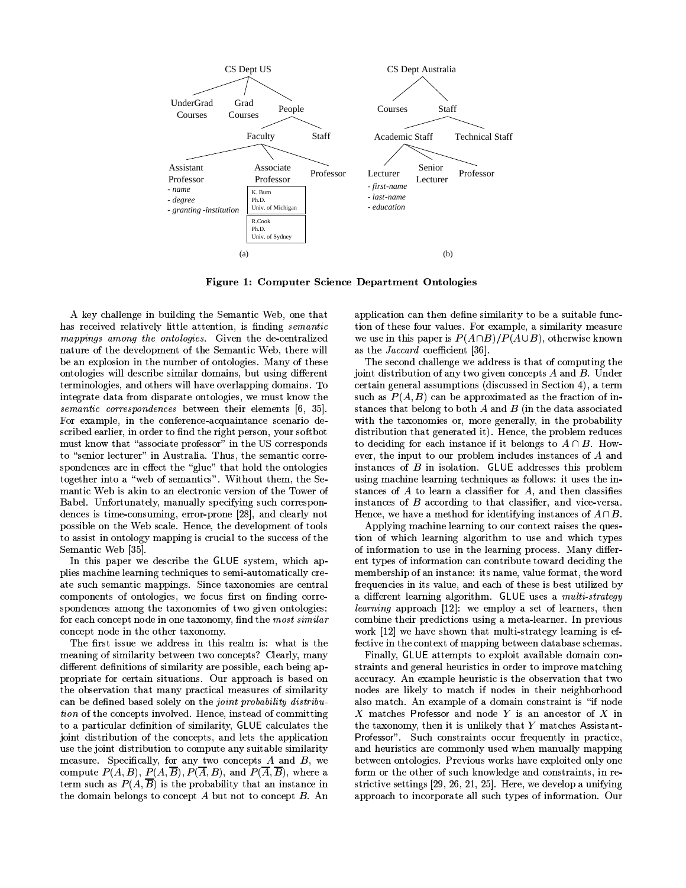CS Dept US

UnderGrad Courses | Grad Courses | People

Faculty | Staff

Assistant Professor | Associate Professor | Professor

- name
- degree
- granting -institution

K. Burn
Ph.D.
Univ. of Michigan

R.Cook
Ph.D.
Univ. of Sydney

(a)

CS Dept Australia

Courses | Staff

Academic Staff | Technical Staff

Lecturer | Senior Lecturer | Professor

- first-name
- last-name
- education

(b)

**Figure 1: Computer Science Department Ontologies**

A key challenge in building the Semantic Web, one that has received relatively little attention, is finding *semantic mappings among the ontologies*. Given the de-centralized nature of the development of the Semantic Web, there will be an explosion in the number of ontologies. Many of these ontologies will describe similar domains, but using different terminologies, and others will have overlapping domains. To integrate data from disparate ontologies, we must know the *semantic correspondences* between their elements [6, 35]. For example, in the conference-acquaintance scenario described earlier, in order to find the right person, your softbot must know that "associate professor" in the US corresponds to "senior lecturer" in Australia. Thus, the semantic correspondences are in effect the "glue" that hold the ontologies together into a "web of semantics". Without them, the Semantic Web is akin to an electronic version of the Tower of Babel. Unfortunately, manually specifying such correspondences is time-consuming, error-prone [28], and clearly not possible on the Web scale. Hence, the development of tools to assist in ontology mapping is crucial to the success of the Semantic Web [35].

In this paper we describe the GLUE system, which applies machine learning techniques to semi-automatically create such semantic mappings. Since taxonomies are central components of ontologies, we focus first on finding correspondences among the taxonomies of two given ontologies: for each concept node in one taxonomy, find the *most similar* concept node in the other taxonomy.

The first issue we address in this realm is: what is the meaning of similarity between two concepts? Clearly, many different definitions of similarity are possible, each being appropriate for certain situations. Our approach is based on the observation that many practical measures of similarity can be defined based solely on the *joint probability distribution* of the concepts involved. Hence, instead of committing to a particular definition of similarity, GLUE calculates the joint distribution of the concepts, and lets the application use the joint distribution to compute any suitable similarity measure. Specifically, for any two concepts $A$ and $B$, we compute $P(A,B)$, $P(A,\overline{B})$, $P(\overline{A},B)$, and $P(\overline{A},\overline{B})$, where a term such as $P(A,\overline{B})$ is the probability that an instance in the domain belongs to concept $A$ but not to concept $B$. An application can then define similarity to be a suitable function of these four values. For example, a similarity measure we use in this paper is $P(A \cap B)/P(A \cup B)$, otherwise known as the *Jaccard* coefficient [36].

The second challenge we address is that of computing the joint distribution of any two given concepts $A$ and $B$. Under certain general assumptions (discussed in Section 4), a term such as $P(A,B)$ can be approximated as the fraction of instances that belong to both $A$ and $B$ (in the data associated with the taxonomies or, more generally, in the probability distribution that generated it). Hence, the problem reduces to deciding for each instance if it belongs to $A \cap B$. However, the input to our problem includes instances of $A$ and instances of $B$ in isolation. GLUE addresses this problem using machine learning techniques as follows: it uses the instances of $A$ to learn a classifier for $A$, and then classifies instances of $B$ according to that classifier, and vice-versa. Hence, we have a method for identifying instances of $A \cap B$.

Applying machine learning to our context raises the question of which learning algorithm to use and which types of information to use in the learning process. Many different types of information can contribute toward deciding the membership of an instance: its name, value format, the word frequencies in its value, and each of these is best utilized by a different learning algorithm. GLUE uses a *multi-strategy learning* approach [12]: we employ a set of learners, then combine their predictions using a meta-learner. In previous work [12] we have shown that multi-strategy learning is effective in the context of mapping between database schemas.

Finally, GLUE attempts to exploit available domain constraints and general heuristics in order to improve matching accuracy. An example heuristic is the observation that two nodes are likely to match if nodes in their neighborhood also match. An example of a domain constraint is "if node $X$ matches Professor and node $Y$ is an ancestor of $X$ in the taxonomy, then it is unlikely that $Y$ matches Assistant-Professor". Such constraints occur frequently in practice, and heuristics are commonly used when manually mapping between ontologies. Previous works have exploited only one form or the other of such knowledge and constraints, in restrictive settings [29, 26, 21, 25]. Here, we develop a unifying approach to incorporate all such types of information. Our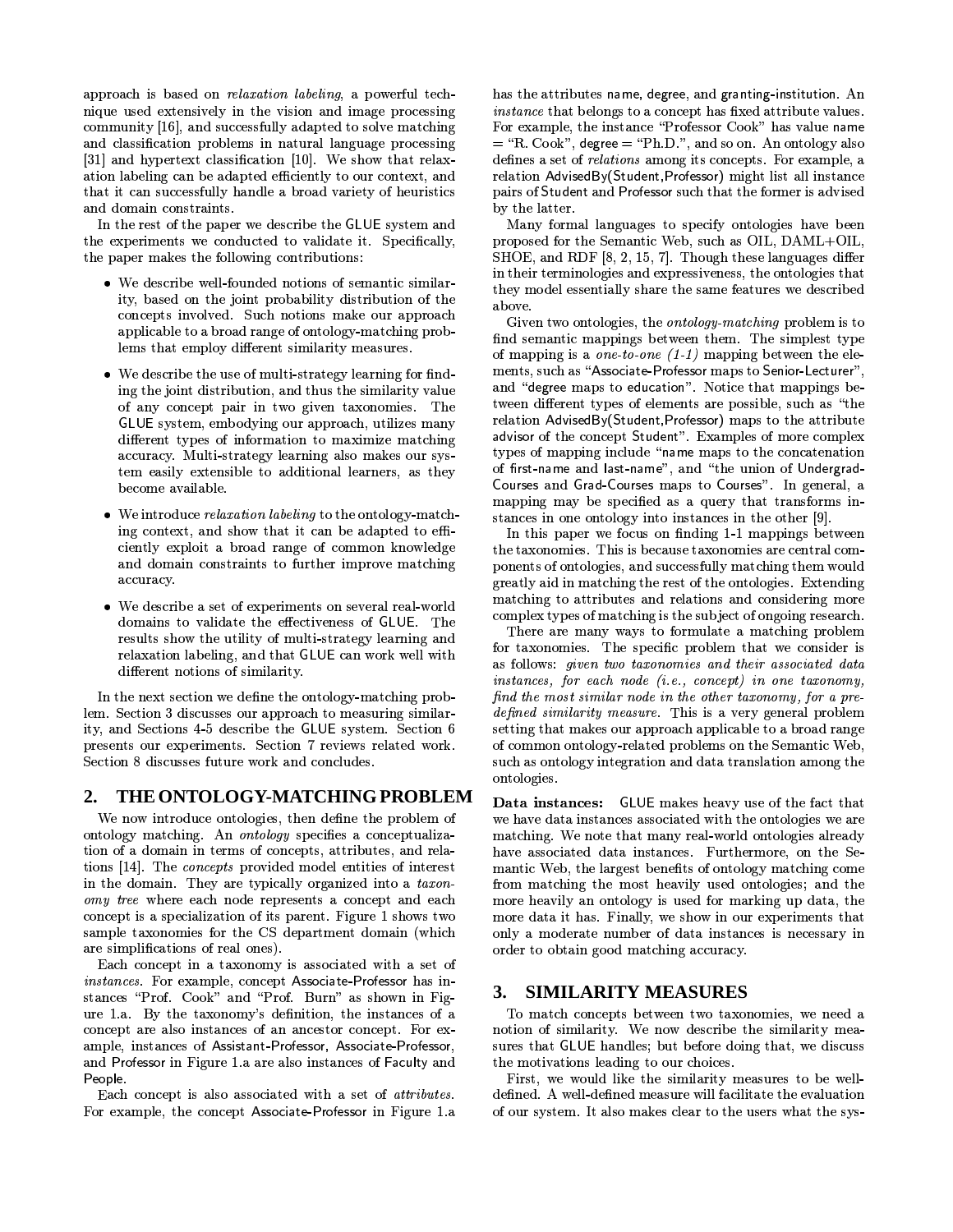approach is based on *relaxation labeling*, a powerful technique used extensively in the vision and image processing community [16], and successfully adapted to solve matching and classification problems in natural language processing [31] and hypertext classification [10]. We show that relaxation labeling can be adapted efficiently to our context, and that it can successfully handle a broad variety of heuristics and domain constraints.

In the rest of the paper we describe the GLUE system and the experiments we conducted to validate it. Specifically, the paper makes the following contributions:

- We describe well-founded notions of semantic similarity, based on the joint probability distribution of the concepts involved. Such notions make our approach applicable to a broad range of ontology-matching problems that employ different similarity measures.
- We describe the use of multi-strategy learning for finding the joint distribution, and thus the similarity value of any concept pair in two given taxonomies. The GLUE system, embodying our approach, utilizes many different types of information to maximize matching accuracy. Multi-strategy learning also makes our system easily extensible to additional learners, as they become available.
- We introduce *relaxation labeling* to the ontology-matching context, and show that it can be adapted to efficiently exploit a broad range of common knowledge and domain constraints to further improve matching accuracy.
- We describe a set of experiments on several real-world domains to validate the effectiveness of GLUE. The results show the utility of multi-strategy learning and relaxation labeling, and that GLUE can work well with different notions of similarity.

In the next section we define the ontology-matching problem. Section 3 discusses our approach to measuring similarity, and Sections 4-5 describe the GLUE system. Section 6 presents our experiments. Section 7 reviews related work. Section 8 discusses future work and concludes.

## 2. THE ONTOLOGY-MATCHING PROBLEM

We now introduce ontologies, then define the problem of ontology matching. An *ontology* specifies a conceptualization of a domain in terms of concepts, attributes, and relations [14]. The *concepts* provided model entities of interest in the domain. They are typically organized into a *taxonomy tree* where each node represents a concept and each concept is a specialization of its parent. Figure 1 shows two sample taxonomies for the CS department domain (which are simplifications of real ones).

Each concept in a taxonomy is associated with a set of *instances*. For example, concept Associate-Professor has instances "Prof. Cook" and "Prof. Burn" as shown in Figure 1.a. By the taxonomy's definition, the instances of a concept are also instances of an ancestor concept. For example, instances of Assistant-Professor, Associate-Professor, and Professor in Figure 1.a are also instances of Faculty and People.

Each concept is also associated with a set of *attributes*. For example, the concept Associate-Professor in Figure 1.a has the attributes name, degree, and granting-institution. An *instance* that belongs to a concept has fixed attribute values. For example, the instance "Professor Cook" has value name = "R. Cook", degree = "Ph.D.", and so on. An ontology also defines a set of *relations* among its concepts. For example, a relation AdvisedBy(Student,Professor) might list all instance pairs of Student and Professor such that the former is advised by the latter.

Many formal languages to specify ontologies have been proposed for the Semantic Web, such as OIL, DAML+OIL, SHOE, and RDF [8, 2, 15, 7]. Though these languages differ in their terminologies and expressiveness, the ontologies that they model essentially share the same features we described above.

Given two ontologies, the *ontology-matching* problem is to find semantic mappings between them. The simplest type of mapping is a *one-to-one (1-1)* mapping between the elements, such as "Associate-Professor maps to Senior-Lecturer", and "degree maps to education". Notice that mappings between different types of elements are possible, such as "the relation AdvisedBy(Student,Professor) maps to the attribute advisor of the concept Student". Examples of more complex types of mapping include "name maps to the concatenation of first-name and last-name", and "the union of Undergrad-Courses and Grad-Courses maps to Courses". In general, a mapping may be specified as a query that transforms instances in one ontology into instances in the other [9].

In this paper we focus on finding 1-1 mappings between the taxonomies. This is because taxonomies are central components of ontologies, and successfully matching them would greatly aid in matching the rest of the ontologies. Extending matching to attributes and relations and considering more complex types of matching is the subject of ongoing research.

There are many ways to formulate a matching problem for taxonomies. The specific problem that we consider is as follows: *given two taxonomies and their associated data instances, for each node (i.e., concept) in one taxonomy, find the most similar node in the other taxonomy, for a predefined similarity measure.* This is a very general problem setting that makes our approach applicable to a broad range of common ontology-related problems on the Semantic Web, such as ontology integration and data translation among the ontologies.

**Data instances:** GLUE makes heavy use of the fact that we have data instances associated with the ontologies we are matching. We note that many real-world ontologies already have associated data instances. Furthermore, on the Semantic Web, the largest benefits of ontology matching come from matching the most heavily used ontologies; and the more heavily an ontology is used for marking up data, the more data it has. Finally, we show in our experiments that only a moderate number of data instances is necessary in order to obtain good matching accuracy.

## 3. SIMILARITY MEASURES

To match concepts between two taxonomies, we need a notion of similarity. We now describe the similarity measures that GLUE handles; but before doing that, we discuss the motivations leading to our choices.

First, we would like the similarity measures to be well-defined. A well-defined measure will facilitate the evaluation of our system. It also makes clear to the users what the sys-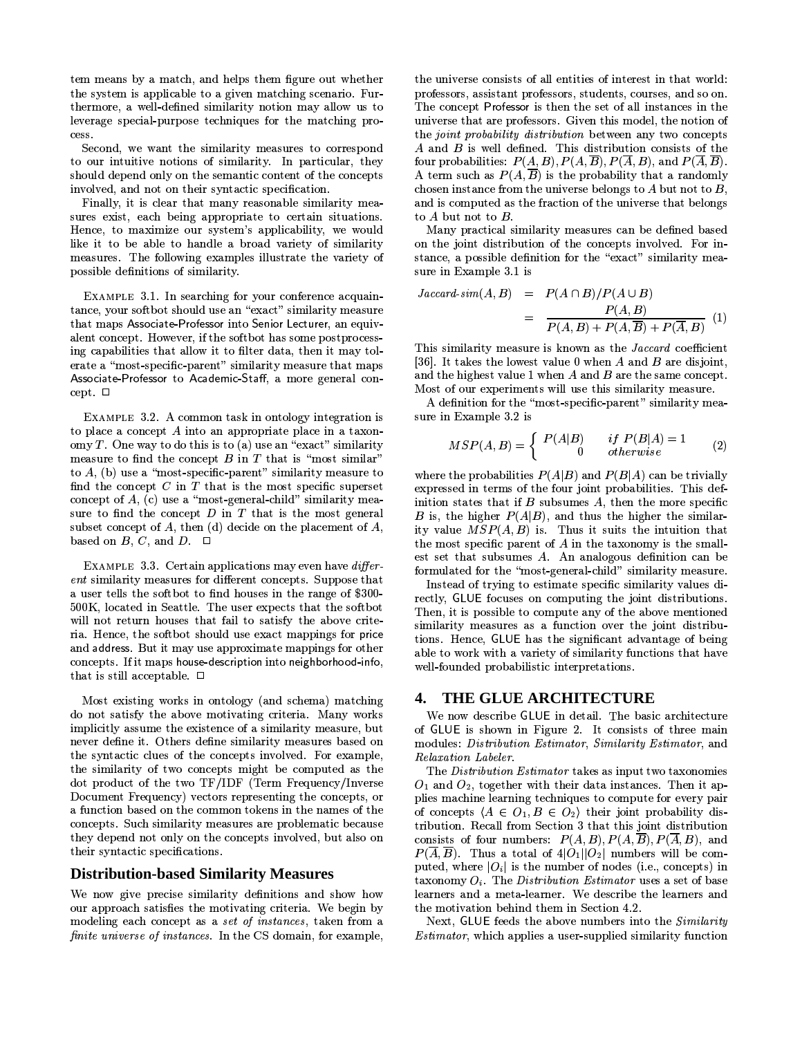tem means by a match, and helps them figure out whether the system is applicable to a given matching scenario. Furthermore, a well-defined similarity notion may allow us to leverage special-purpose techniques for the matching process.

Second, we want the similarity measures to correspond to our intuitive notions of similarity. In particular, they should depend only on the semantic content of the concepts involved, and not on their syntactic specification.

Finally, it is clear that many reasonable similarity measures exist, each being appropriate to certain situations. Hence, to maximize our system's applicability, we would like it to be able to handle a broad variety of similarity measures. The following examples illustrate the variety of possible definitions of similarity.

EXAMPLE 3.1. In searching for your conference acquaintance, your softbot should use an "exact" similarity measure that maps Associate-Professor into Senior Lecturer, an equivalent concept. However, if the softbot has some postprocessing capabilities that allow it to filter data, then it may tolerate a "most-specific-parent" similarity measure that maps Associate-Professor to Academic-Staff, a more general concept. □

EXAMPLE 3.2. A common task in ontology integration is to place a concept $A$ into an appropriate place in a taxonomy $T$. One way to do this is to (a) use an "exact" similarity measure to find the concept $B$ in $T$ that is "most similar" to $A$, (b) use a "most-specific-parent" similarity measure to find the concept $C$ in $T$ that is the most specific superset concept of $A$, (c) use a "most-general-child" similarity measure to find the concept $D$ in $T$ that is the most general subset concept of $A$, then (d) decide on the placement of $A$, based on $B$, $C$, and $D$. □

EXAMPLE 3.3. Certain applications may even have *different* similarity measures for different concepts. Suppose that a user tells the softbot to find houses in the range of \$300-500K, located in Seattle. The user expects that the softbot will not return houses that fail to satisfy the above criteria. Hence, the softbot should use exact mappings for price and address. But it may use approximate mappings for other concepts. If it maps house-description into neighborhood-info, that is still acceptable. □

Most existing works in ontology (and schema) matching do not satisfy the above motivating criteria. Many works implicitly assume the existence of a similarity measure, but never define it. Others define similarity measures based on the syntactic clues of the concepts involved. For example, the similarity of two concepts might be computed as the dot product of the two TF/IDF (Term Frequency/Inverse Document Frequency) vectors representing the concepts, or a function based on the common tokens in the names of the concepts. Such similarity measures are problematic because they depend not only on the concepts involved, but also on their syntactic specifications.

## Distribution-based Similarity Measures

We now give precise similarity definitions and show how our approach satisfies the motivating criteria. We begin by modeling each concept as a *set of instances*, taken from a *finite universe of instances*. In the CS domain, for example, the universe consists of all entities of interest in that world: professors, assistant professors, students, courses, and so on. The concept Professor is then the set of all instances in the universe that are professors. Given this model, the notion of the *joint probability distribution* between any two concepts $A$ and $B$ is well defined. This distribution consists of the four probabilities: $P(A, B), P(A, \overline{B}), P(\overline{A}, B)$, and $P(\overline{A}, \overline{B})$. A term such as $P(A, \overline{B})$ is the probability that a randomly chosen instance from the universe belongs to $A$ but not to $B$, and is computed as the fraction of the universe that belongs to $A$ but not to $B$.

Many practical similarity measures can be defined based on the joint distribution of the concepts involved. For instance, a possible definition for the "exact" similarity measure in Example 3.1 is

$$\begin{aligned} Jaccard\text{-}sim(A, B) &= P(A \cap B)/P(A \cup B) \\ &= \frac{P(A, B)}{P(A, B) + P(A, \overline{B}) + P(\overline{A}, B)} \end{aligned} \quad (1)$$

This similarity measure is known as the *Jaccard* coefficient [36]. It takes the lowest value 0 when $A$ and $B$ are disjoint, and the highest value 1 when $A$ and $B$ are the same concept. Most of our experiments will use this similarity measure.

A definition for the "most-specific-parent" similarity measure in Example 3.2 is

$$MSP(A, B) = \begin{cases} P(A|B) & if\ P(B|A) = 1 \\ 0 & otherwise \end{cases} \quad (2)$$

where the probabilities $P(A|B)$ and $P(B|A)$ can be trivially expressed in terms of the four joint probabilities. This definition states that if $B$ subsumes $A$, then the more specific $B$ is, the higher $P(A|B)$, and thus the higher the similarity value $MSP(A, B)$ is. Thus it suits the intuition that the most specific parent of $A$ in the taxonomy is the smallest set that subsumes $A$. An analogous definition can be formulated for the "most-general-child" similarity measure.

Instead of trying to estimate specific similarity values directly, GLUE focuses on computing the joint distributions. Then, it is possible to compute any of the above mentioned similarity measures as a function over the joint distributions. Hence, GLUE has the significant advantage of being able to work with a variety of similarity functions that have well-founded probabilistic interpretations.

## 4. THE GLUE ARCHITECTURE

We now describe GLUE in detail. The basic architecture of GLUE is shown in Figure 2. It consists of three main modules: *Distribution Estimator*, *Similarity Estimator*, and *Relaxation Labeler*.

The *Distribution Estimator* takes as input two taxonomies $O_1$ and $O_2$, together with their data instances. Then it applies machine learning techniques to compute for every pair of concepts $\langle A \in O_1, B \in O_2 \rangle$ their joint probability distribution. Recall from Section 3 that this joint distribution consists of four numbers: $P(A, B), P(A, \overline{B}), P(\overline{A}, B)$, and $P(\overline{A}, \overline{B})$. Thus a total of $4|O_1||O_2|$ numbers will be computed, where $|O_i|$ is the number of nodes (i.e., concepts) in taxonomy $O_i$. The *Distribution Estimator* uses a set of base learners and a meta-learner. We describe the learners and the motivation behind them in Section 4.2.

Next, GLUE feeds the above numbers into the *Similarity Estimator*, which applies a user-supplied similarity function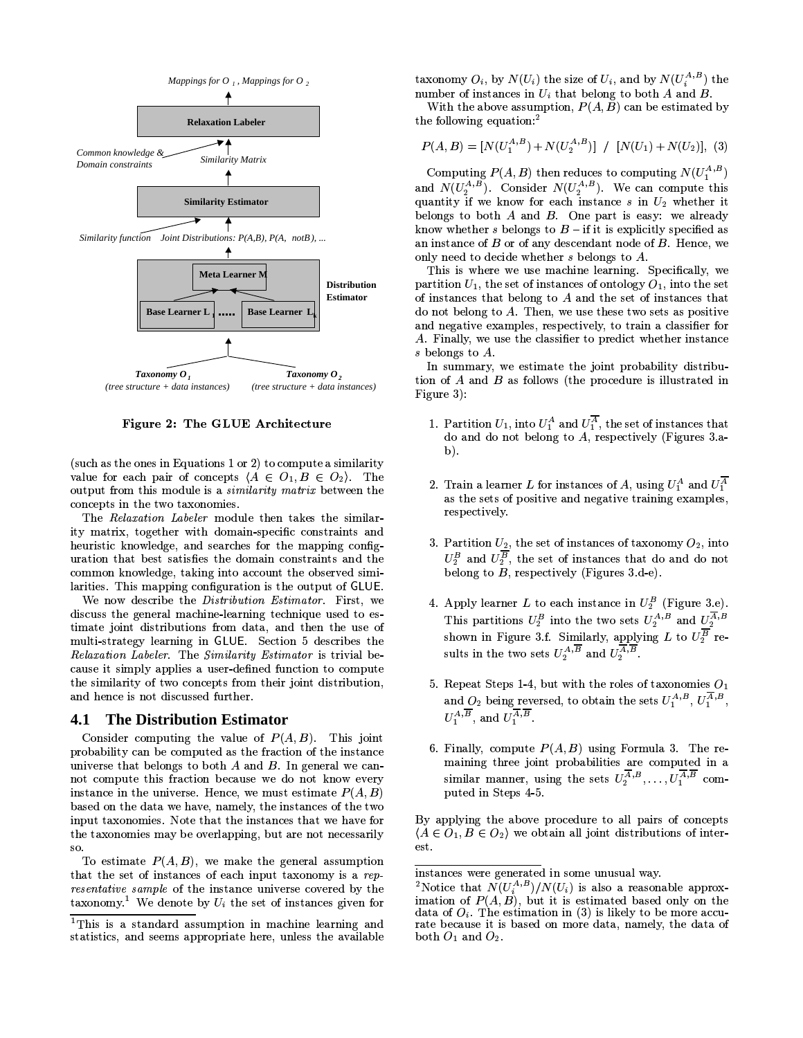Figure 2: The GLUE Architecture

(such as the ones in Equations 1 or 2) to compute a similarity value for each pair of concepts $\langle A \in O_1, B \in O_2 \rangle$. The output from this module is a *similarity matrix* between the concepts in the two taxonomies.

The *Relaxation Labeler* module then takes the similarity matrix, together with domain-specific constraints and heuristic knowledge, and searches for the mapping configuration that best satisfies the domain constraints and the common knowledge, taking into account the observed similarities. This mapping configuration is the output of GLUE.

We now describe the *Distribution Estimator*. First, we discuss the general machine-learning technique used to estimate joint distributions from data, and then the use of multi-strategy learning in GLUE. Section 5 describes the *Relaxation Labeler*. The *Similarity Estimator* is trivial because it simply applies a user-defined function to compute the similarity of two concepts from their joint distribution, and hence is not discussed further.

## 4.1 The Distribution Estimator

Consider computing the value of $P(A, B)$. This joint probability can be computed as the fraction of the instance universe that belongs to both $A$ and $B$. In general we cannot compute this fraction because we do not know every instance in the universe. Hence, we must estimate $P(A, B)$ based on the data we have, namely, the instances of the two input taxonomies. Note that the instances that we have for the taxonomies may be overlapping, but are not necessarily so.

To estimate $P(A, B)$, we make the general assumption that the set of instances of each input taxonomy is a *representative sample* of the instance universe covered by the taxonomy.[1] We denote by $U_i$ the set of instances given for taxonomy $O_i$, by $N(U_i)$ the size of $U_i$, and by $N(U_i^{A,B})$ the number of instances in $U_i$ that belong to both $A$ and $B$.

With the above assumption, $P(A, B)$ can be estimated by the following equation:[2]

$$P(A, B) = [N(U_1^{A,B}) + N(U_2^{A,B})] \ / \ [N(U_1) + N(U_2)], \quad (3)$$

Computing $P(A, B)$ then reduces to computing $N(U_1^{A,B})$ and $N(U_2^{A,B})$. Consider $N(U_2^{A,B})$. We can compute this quantity if we know for each instance $s$ in $U_2$ whether it belongs to both $A$ and $B$. One part is easy: we already know whether $s$ belongs to $B$ – if it is explicitly specified as an instance of $B$ or of any descendant node of $B$. Hence, we only need to decide whether $s$ belongs to $A$.

This is where we use machine learning. Specifically, we partition $U_1$, the set of instances of ontology $O_1$, into the set of instances that belong to $A$ and the set of instances that do not belong to $A$. Then, we use these two sets as positive and negative examples, respectively, to train a classifier for $A$. Finally, we use the classifier to predict whether instance $s$ belongs to $A$.

In summary, we estimate the joint probability distribution of $A$ and $B$ as follows (the procedure is illustrated in Figure 3):

1. Partition $U_1$, into $U_1^A$ and $U_1^{\overline{A}}$, the set of instances that do and do not belong to $A$, respectively (Figures 3.a-b).

2. Train a learner $L$ for instances of $A$, using $U_1^A$ and $U_1^{\overline{A}}$ as the sets of positive and negative training examples, respectively.

3. Partition $U_2$, the set of instances of taxonomy $O_2$, into $U_2^B$ and $U_2^{\overline{B}}$, the set of instances that do and do not belong to $B$, respectively (Figures 3.d-e).

4. Apply learner $L$ to each instance in $U_2^B$ (Figure 3.e). This partitions $U_2^B$ into the two sets $U_2^{A,B}$ and $U_2^{\overline{A},B}$ shown in Figure 3.f. Similarly, applying $L$ to $U_2^{\overline{B}}$ results in the two sets $U_2^{A,\overline{B}}$ and $U_2^{\overline{A},\overline{B}}$.

5. Repeat Steps 1-4, but with the roles of taxonomies $O_1$ and $O_2$ being reversed, to obtain the sets $U_1^{A,B}$, $U_1^{\overline{A},B}$, $U_1^{A,\overline{B}}$, and $U_1^{\overline{A},\overline{B}}$.

6. Finally, compute $P(A, B)$ using Formula 3. The remaining three joint probabilities are computed in a similar manner, using the sets $U_2^{\overline{A},B}, \ldots, U_1^{\overline{A},\overline{B}}$ computed in Steps 4-5.

By applying the above procedure to all pairs of concepts $\langle A \in O_1, B \in O_2 \rangle$ we obtain all joint distributions of interest.

[1] This is a standard assumption in machine learning and statistics, and seems appropriate here, unless the available instances were generated in some unusual way.

[2] Notice that $N(U_i^{A,B})/N(U_i)$ is also a reasonable approximation of $P(A, B)$, but it is estimated based only on the data of $O_i$. The estimation in (3) is likely to be more accurate because it is based on more data, namely, the data of both $O_1$ and $O_2$.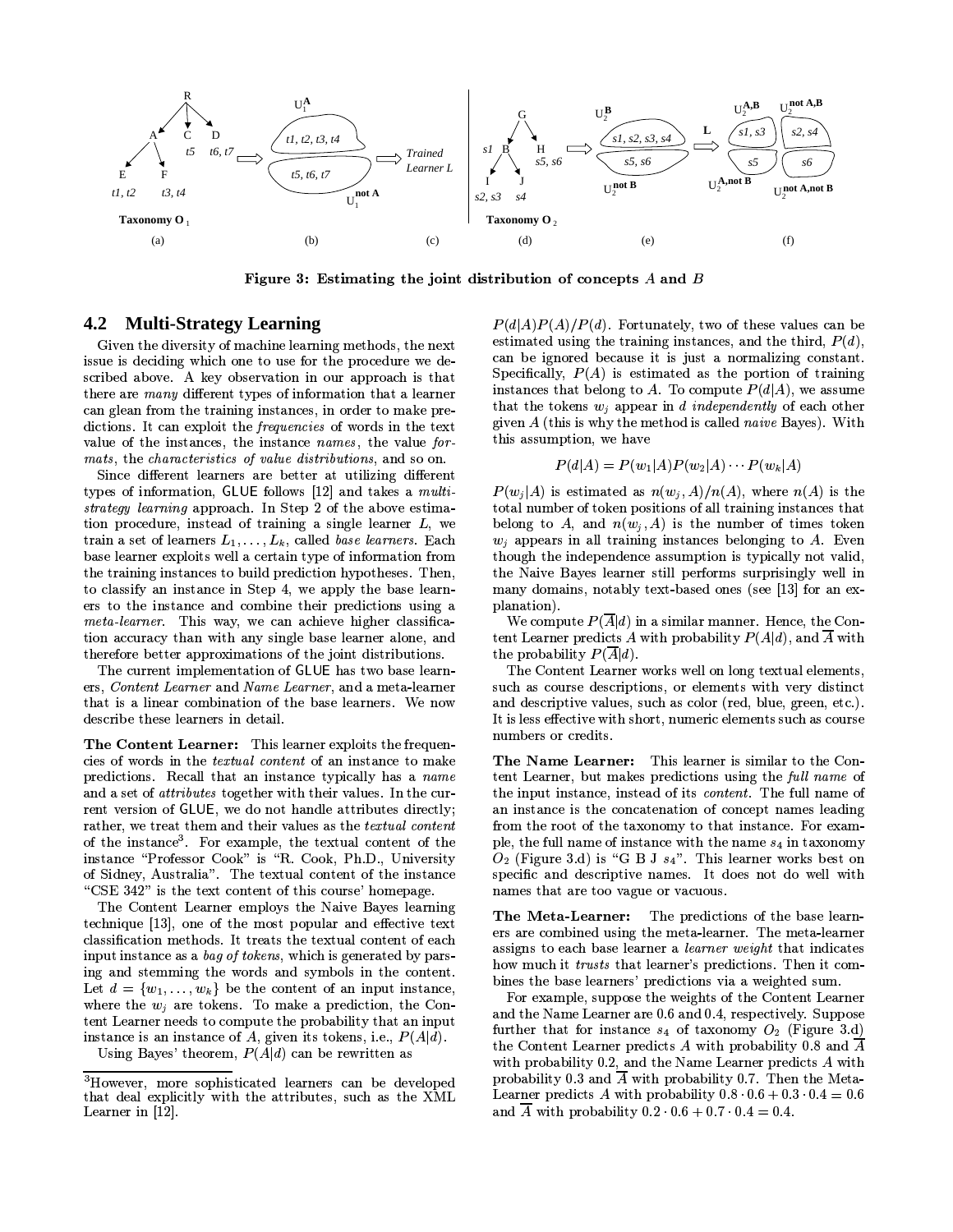Figure 3: Estimating the joint distribution of concepts $A$ and $B$

## 4.2 Multi-Strategy Learning

Given the diversity of machine learning methods, the next issue is deciding which one to use for the procedure we described above. A key observation in our approach is that there are *many* different types of information that a learner can glean from the training instances, in order to make predictions. It can exploit the *frequencies* of words in the text value of the instances, the instance *names*, the value *formats*, the *characteristics of value distributions*, and so on.

Since different learners are better at utilizing different types of information, GLUE follows [12] and takes a *multi-strategy learning* approach. In Step 2 of the above estimation procedure, instead of training a single learner $L$, we train a set of learners $L_1, \ldots, L_k$, called *base learners*. Each base learner exploits well a certain type of information from the training instances to build prediction hypotheses. Then, to classify an instance in Step 4, we apply the base learners to the instance and combine their predictions using a *meta-learner*. This way, we can achieve higher classification accuracy than with any single base learner alone, and therefore better approximations of the joint distributions.

The current implementation of GLUE has two base learners, *Content Learner* and *Name Learner*, and a meta-learner that is a linear combination of the base learners. We now describe these learners in detail.

**The Content Learner:** This learner exploits the frequencies of words in the *textual content* of an instance to make predictions. Recall that an instance typically has a *name* and a set of *attributes* together with their values. In the current version of GLUE, we do not handle attributes directly; rather, we treat them and their values as the *textual content* of the instance[3]. For example, the textual content of the instance "Professor Cook" is "R. Cook, Ph.D., University of Sidney, Australia". The textual content of the instance "CSE 342" is the text content of this course' homepage.

The Content Learner employs the Naive Bayes learning technique [13], one of the most popular and effective text classification methods. It treats the textual content of each input instance as a *bag of tokens*, which is generated by parsing and stemming the words and symbols in the content. Let $d = \{w_1, \ldots, w_k\}$ be the content of an input instance, where the $w_j$ are tokens. To make a prediction, the Content Learner needs to compute the probability that an input instance is an instance of $A$, given its tokens, i.e., $P(A|d)$.

Using Bayes' theorem, $P(A|d)$ can be rewritten as $P(d|A)P(A)/P(d)$. Fortunately, two of these values can be estimated using the training instances, and the third, $P(d)$, can be ignored because it is just a normalizing constant. Specifically, $P(A)$ is estimated as the portion of training instances that belong to $A$. To compute $P(d|A)$, we assume that the tokens $w_j$ appear in $d$ *independently* of each other given $A$ (this is why the method is called *naive* Bayes). With this assumption, we have

$$P(d|A) = P(w_1|A)P(w_2|A) \cdots P(w_k|A)$$

$P(w_j|A)$ is estimated as $n(w_j, A)/n(A)$, where $n(A)$ is the total number of token positions of all training instances that belong to $A$, and $n(w_j, A)$ is the number of times token $w_j$ appears in all training instances belonging to $A$. Even though the independence assumption is typically not valid, the Naive Bayes learner still performs surprisingly well in many domains, notably text-based ones (see [13] for an explanation).

We compute $P(\overline{A}|d)$ in a similar manner. Hence, the Content Learner predicts $A$ with probability $P(A|d)$, and $\overline{A}$ with the probability $P(\overline{A}|d)$.

The Content Learner works well on long textual elements, such as course descriptions, or elements with very distinct and descriptive values, such as color (red, blue, green, etc.). It is less effective with short, numeric elements such as course numbers or credits.

**The Name Learner:** This learner is similar to the Content Learner, but makes predictions using the *full name* of the input instance, instead of its *content*. The full name of an instance is the concatenation of concept names leading from the root of the taxonomy to that instance. For example, the full name of instance with the name $s_4$ in taxonomy $O_2$ (Figure 3.d) is "G B J $s_4$". This learner works best on specific and descriptive names. It does not do well with names that are too vague or vacuous.

**The Meta-Learner:** The predictions of the base learners are combined using the meta-learner. The meta-learner assigns to each base learner a *learner weight* that indicates how much it *trusts* that learner's predictions. Then it combines the base learners' predictions via a weighted sum.

For example, suppose the weights of the Content Learner and the Name Learner are 0.6 and 0.4, respectively. Suppose further that for instance $s_4$ of taxonomy $O_2$ (Figure 3.d) the Content Learner predicts $A$ with probability 0.8 and $\overline{A}$ with probability 0.2, and the Name Learner predicts $A$ with probability 0.3 and $\overline{A}$ with probability 0.7. Then the Meta-Learner predicts $A$ with probability $0.8 \cdot 0.6 + 0.3 \cdot 0.4 = 0.6$ and $\overline{A}$ with probability $0.2 \cdot 0.6 + 0.7 \cdot 0.4 = 0.4$.

[3]However, more sophisticated learners can be developed that deal explicitly with the attributes, such as the XML Learner in [12].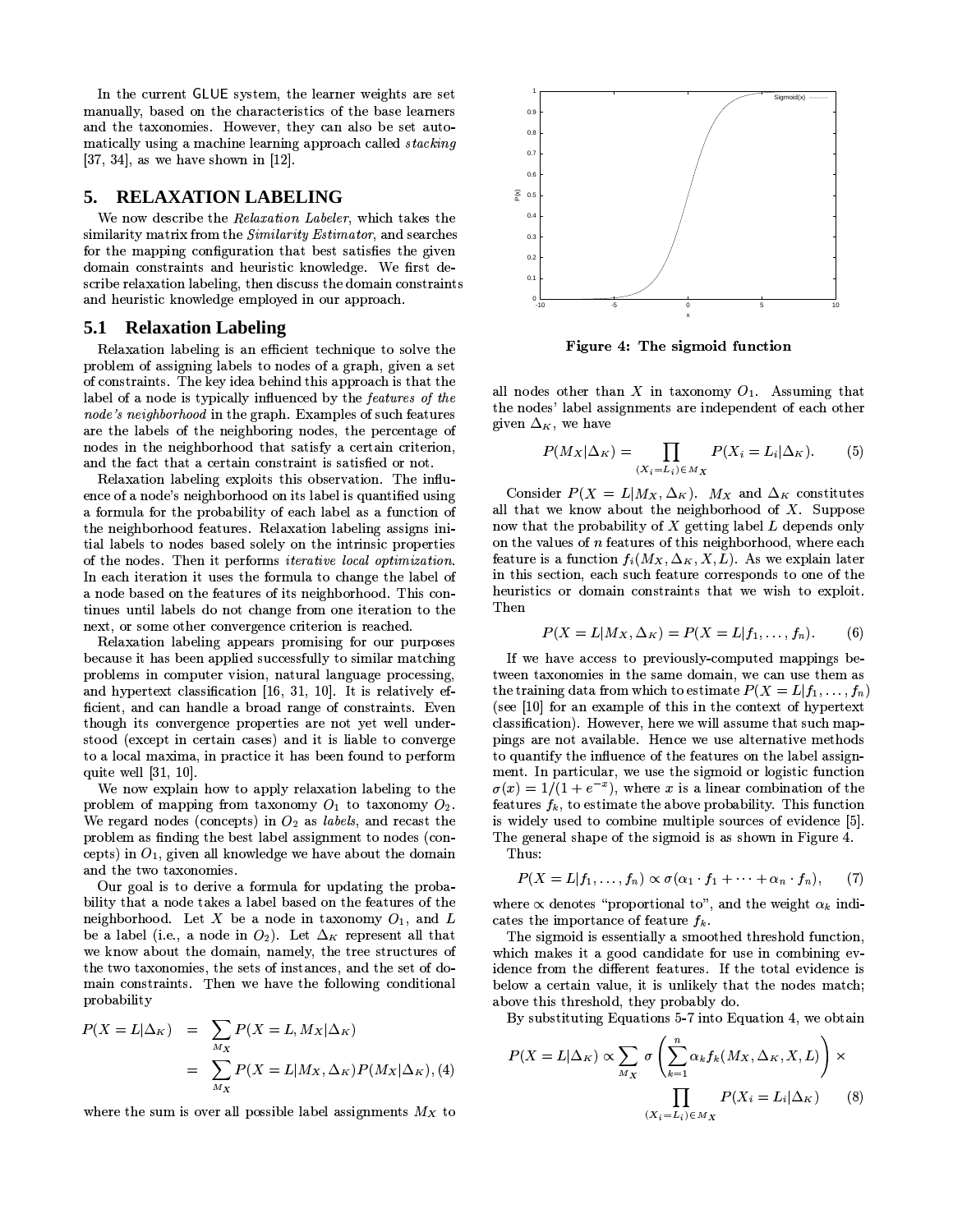In the current GLUE system, the learner weights are set manually, based on the characteristics of the base learners and the taxonomies. However, they can also be set automatically using a machine learning approach called *stacking* [37, 34], as we have shown in [12].

## 5. RELAXATION LABELING

We now describe the *Relaxation Labeler*, which takes the similarity matrix from the *Similarity Estimator*, and searches for the mapping configuration that best satisfies the given domain constraints and heuristic knowledge. We first describe relaxation labeling, then discuss the domain constraints and heuristic knowledge employed in our approach.

### 5.1 Relaxation Labeling

Relaxation labeling is an efficient technique to solve the problem of assigning labels to nodes of a graph, given a set of constraints. The key idea behind this approach is that the label of a node is typically influenced by the *features of the node's neighborhood* in the graph. Examples of such features are the labels of the neighboring nodes, the percentage of nodes in the neighborhood that satisfy a certain criterion, and the fact that a certain constraint is satisfied or not.

Relaxation labeling exploits this observation. The influence of a node's neighborhood on its label is quantified using a formula for the probability of each label as a function of the neighborhood features. Relaxation labeling assigns initial labels to nodes based solely on the intrinsic properties of the nodes. Then it performs *iterative local optimization*. In each iteration it uses the formula to change the label of a node based on the features of its neighborhood. This continues until labels do not change from one iteration to the next, or some other convergence criterion is reached.

Relaxation labeling appears promising for our purposes because it has been applied successfully to similar matching problems in computer vision, natural language processing, and hypertext classification [16, 31, 10]. It is relatively efficient, and can handle a broad range of constraints. Even though its convergence properties are not yet well understood (except in certain cases) and it is liable to converge to a local maxima, in practice it has been found to perform quite well [31, 10].

We now explain how to apply relaxation labeling to the problem of mapping from taxonomy $O_1$ to taxonomy $O_2$. We regard nodes (concepts) in $O_2$ as *labels*, and recast the problem as finding the best label assignment to nodes (concepts) in $O_1$, given all knowledge we have about the domain and the two taxonomies.

Our goal is to derive a formula for updating the probability that a node takes a label based on the features of the neighborhood. Let $X$ be a node in taxonomy $O_1$, and $L$ be a label (i.e., a node in $O_2$). Let $\Delta_K$ represent all that we know about the domain, namely, the tree structures of the two taxonomies, the sets of instances, and the set of domain constraints. Then we have the following conditional probability

$$
\begin{aligned}
P(X = L|\Delta_K) &= \sum_{M_X} P(X = L, M_X|\Delta_K) \\
&= \sum_{M_X} P(X = L|M_X, \Delta_K)P(M_X|\Delta_K), \quad (4)
\end{aligned}
$$

where the sum is over all possible label assignments $M_X$ to all nodes other than $X$ in taxonomy $O_1$. Assuming that the nodes' label assignments are independent of each other given $\Delta_K$, we have

$$
P(M_X|\Delta_K) = \prod_{(X_i=L_i)\in M_X} P(X_i = L_i|\Delta_K). \quad (5)
$$

Consider $P(X = L|M_X, \Delta_K)$. $M_X$ and $\Delta_K$ constitutes all that we know about the neighborhood of $X$. Suppose now that the probability of $X$ getting label $L$ depends only on the values of $n$ features of this neighborhood, where each feature is a function $f_i(M_X, \Delta_K, X, L)$. As we explain later in this section, each such feature corresponds to one of the heuristics or domain constraints that we wish to exploit. Then

$$
P(X = L|M_X, \Delta_K) = P(X = L|f_1, \ldots, f_n). \quad (6)
$$

If we have access to previously-computed mappings between taxonomies in the same domain, we can use them as the training data from which to estimate $P(X = L|f_1, \ldots, f_n)$ (see [10] for an example of this in the context of hypertext classification). However, here we will assume that such mappings are not available. Hence we use alternative methods to quantify the influence of the features on the label assignment. In particular, we use the sigmoid or logistic function $\sigma(x) = 1/(1 + e^{-x})$, where $x$ is a linear combination of the features $f_k$, to estimate the above probability. This function is widely used to combine multiple sources of evidence [5]. The general shape of the sigmoid is as shown in Figure 4. Thus:

$$
P(X = L|f_1, \ldots, f_n) \propto \sigma(\alpha_1 \cdot f_1 + \cdots + \alpha_n \cdot f_n), \quad (7)
$$

where $\propto$ denotes "proportional to", and the weight $\alpha_k$ indicates the importance of feature $f_k$.

The sigmoid is essentially a smoothed threshold function, which makes it a good candidate for use in combining evidence from the different features. If the total evidence is below a certain value, it is unlikely that the nodes match; above this threshold, they probably do.

By substituting Equations 5-7 into Equation 4, we obtain

$$
P(X = L|\Delta_K) \propto \sum_{M_X} \sigma\left(\sum_{k=1}^{n} \alpha_k f_k(M_X, \Delta_K, X, L)\right) \times \prod_{(X_i=L_i)\in M_X} P(X_i = L_i|\Delta_K) \quad (8)
$$

Sigmoid(x)
P(x)
1
0.9
0.8
0.7
0.6
0.5
0.4
0.3
0.2
0.1
0
-10
-5
0
5
10
x

**Figure 4: The sigmoid function**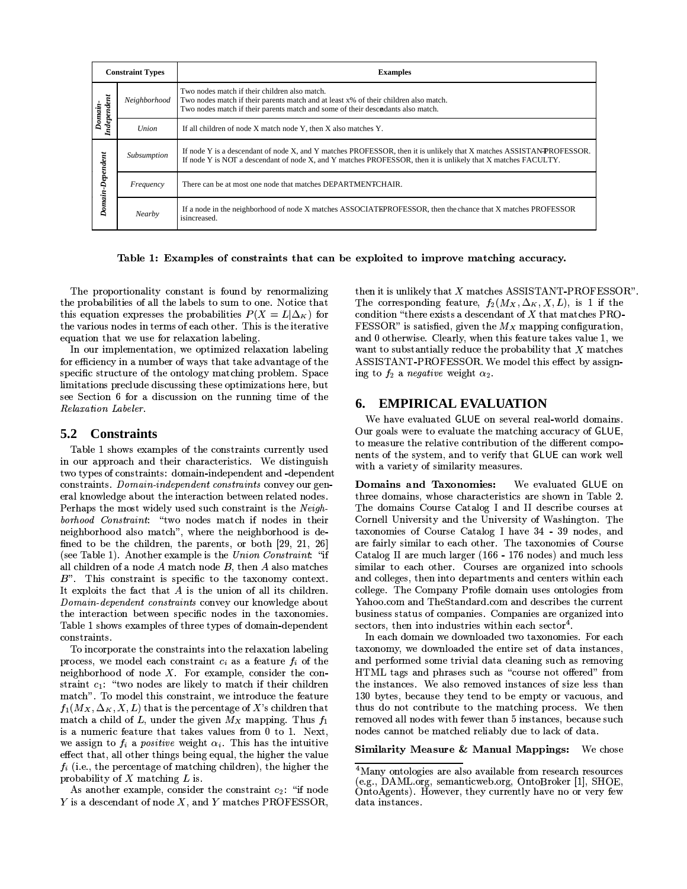| Constraint Types | | Examples |
|---|---|---|
| Domain-Independent | *Neighborhood* | Two nodes match if their children also match.<br>Two nodes match if their parents match and at least x% of their children also match.<br>Two nodes match if their parents match and some of their descendants also match. |
| | *Union* | If all children of node X match node Y, then X also matches Y. |
| Domain-Dependent | *Subsumption* | If node Y is a descendant of node X, and Y matches PROFESSOR, then it is unlikely that X matches ASSISTANT-PROFESSOR.<br>If node Y is NOT a descendant of node X, and Y matches PROFESSOR, then it is unlikely that X matches FACULTY. |
| | *Frequency* | There can be at most one node that matches DEPARTMENT-CHAIR. |
| | *Nearby* | If a node in the neighborhood of node X matches ASSOCIATE-PROFESSOR, then the chance that X matches PROFESSOR is increased. |

**Table 1: Examples of constraints that can be exploited to improve matching accuracy.**

The proportionality constant is found by renormalizing the probabilities of all the labels to sum to one. Notice that this equation expresses the probabilities $P(X = L|\Delta_K)$ for the various nodes in terms of each other. This is the iterative equation that we use for relaxation labeling.

In our implementation, we optimized relaxation labeling for efficiency in a number of ways that take advantage of the specific structure of the ontology matching problem. Space limitations preclude discussing these optimizations here, but see Section 6 for a discussion on the running time of the *Relaxation Labeler*.

## 5.2 Constraints

Table 1 shows examples of the constraints currently used in our approach and their characteristics. We distinguish two types of constraints: domain-independent and -dependent constraints. *Domain-independent constraints* convey our general knowledge about the interaction between related nodes. Perhaps the most widely used such constraint is the *Neighborhood Constraint*: "two nodes match if nodes in their neighborhood also match", where the neighborhood is defined to be the children, the parents, or both [29, 21, 26] (see Table 1). Another example is the *Union Constraint*: "if all children of a node $A$ match node $B$, then $A$ also matches $B$". This constraint is specific to the taxonomy context. It exploits the fact that $A$ is the union of all its children. *Domain-dependent constraints* convey our knowledge about the interaction between specific nodes in the taxonomies. Table 1 shows examples of three types of domain-dependent constraints.

To incorporate the constraints into the relaxation labeling process, we model each constraint $c_i$ as a feature $f_i$ of the neighborhood of node $X$. For example, consider the constraint $c_1$: "two nodes are likely to match if their children match". To model this constraint, we introduce the feature $f_1(M_X, \Delta_K, X, L)$ that is the percentage of $X$'s children that match a child of $L$, under the given $M_X$ mapping. Thus $f_1$ is a numeric feature that takes values from 0 to 1. Next, we assign to $f_i$ a *positive* weight $\alpha_i$. This has the intuitive effect that, all other things being equal, the higher the value $f_i$ (i.e., the percentage of matching children), the higher the probability of $X$ matching $L$ is.

As another example, consider the constraint $c_2$: "if node $Y$ is a descendant of node $X$, and $Y$ matches PROFESSOR, then it is unlikely that $X$ matches ASSISTANT-PROFESSOR". The corresponding feature, $f_2(M_X, \Delta_K, X, L)$, is 1 if the condition "there exists a descendant of $X$ that matches PROFESSOR" is satisfied, given the $M_X$ mapping configuration, and 0 otherwise. Clearly, when this feature takes value 1, we want to substantially reduce the probability that $X$ matches ASSISTANT-PROFESSOR. We model this effect by assigning to $f_2$ a *negative* weight $\alpha_2$.

# 6. EMPIRICAL EVALUATION

We have evaluated GLUE on several real-world domains. Our goals were to evaluate the matching accuracy of GLUE, to measure the relative contribution of the different components of the system, and to verify that GLUE can work well with a variety of similarity measures.

**Domains and Taxonomies:** We evaluated GLUE on three domains, whose characteristics are shown in Table 2. The domains Course Catalog I and II describe courses at Cornell University and the University of Washington. The taxonomies of Course Catalog I have 34 - 39 nodes, and are fairly similar to each other. The taxonomies of Course Catalog II are much larger (166 - 176 nodes) and much less similar to each other. Courses are organized into schools and colleges, then into departments and centers within each college. The Company Profile domain uses ontologies from Yahoo.com and TheStandard.com and describes the current business status of companies. Companies are organized into sectors, then into industries within each sector[4].

In each domain we downloaded two taxonomies. For each taxonomy, we downloaded the entire set of data instances, and performed some trivial data cleaning such as removing HTML tags and phrases such as "course not offered" from the instances. We also removed instances of size less than 130 bytes, because they tend to be empty or vacuous, and thus do not contribute to the matching process. We then removed all nodes with fewer than 5 instances, because such nodes cannot be matched reliably due to lack of data.

**Similarity Measure & Manual Mappings:** We chose

[4]Many ontologies are also available from research resources (e.g., DAML.org, semanticweb.org, OntoBroker [1], SHOE, OntoAgents). However, they currently have no or very few data instances.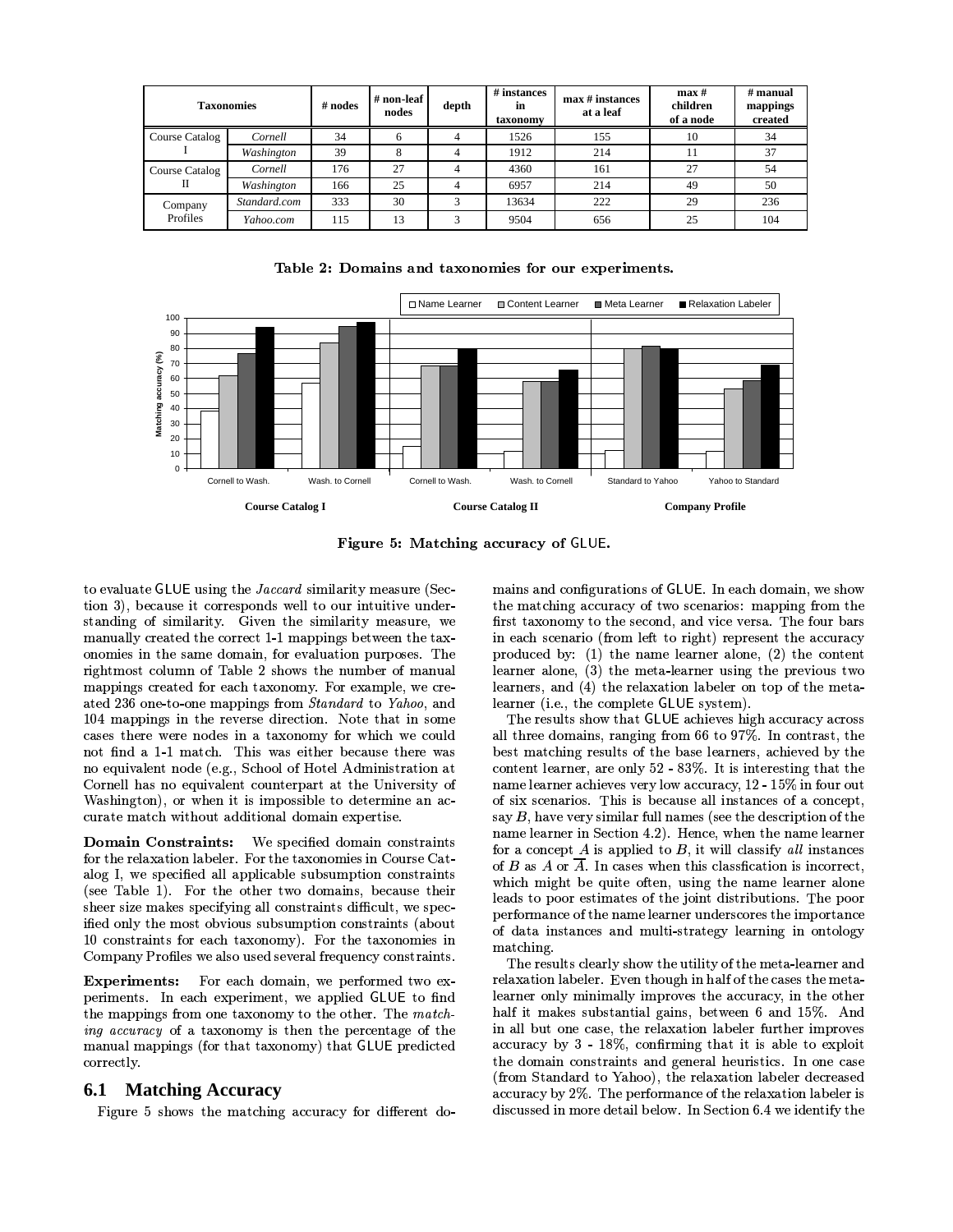| Taxonomies | | # nodes | # non-leaf nodes | depth | # instances in taxonomy | max # instances at a leaf | max # children of a node | # manual mappings created |
|---|---|---|---|---|---|---|---|---|
| Course Catalog I | *Cornell* | 34 | 6 | 4 | 1526 | 155 | 10 | 34 |
| | *Washington* | 39 | 8 | 4 | 1912 | 214 | 11 | 37 |
| Course Catalog II | *Cornell* | 176 | 27 | 4 | 4360 | 161 | 27 | 54 |
| | *Washington* | 166 | 25 | 4 | 6957 | 214 | 49 | 50 |
| Company Profiles | *Standard.com* | 333 | 30 | 3 | 13634 | 222 | 29 | 236 |
| | *Yahoo.com* | 115 | 13 | 3 | 9504 | 656 | 25 | 104 |

**Table 2: Domains and taxonomies for our experiments.**

**Figure 5: Matching accuracy of GLUE.**

to evaluate GLUE using the *Jaccard* similarity measure (Section 3), because it corresponds well to our intuitive understanding of similarity. Given the similarity measure, we manually created the correct 1-1 mappings between the taxonomies in the same domain, for evaluation purposes. The rightmost column of Table 2 shows the number of manual mappings created for each taxonomy. For example, we created 236 one-to-one mappings from *Standard* to *Yahoo*, and 104 mappings in the reverse direction. Note that in some cases there were nodes in a taxonomy for which we could not find a 1-1 match. This was either because there was no equivalent node (e.g., School of Hotel Administration at Cornell has no equivalent counterpart at the University of Washington), or when it is impossible to determine an accurate match without additional domain expertise.

**Domain Constraints:** We specified domain constraints for the relaxation labeler. For the taxonomies in Course Catalog I, we specified all applicable subsumption constraints (see Table 1). For the other two domains, because their sheer size makes specifying all constraints difficult, we specified only the most obvious subsumption constraints (about 10 constraints for each taxonomy). For the taxonomies in Company Profiles we also used several frequency constraints.

**Experiments:** For each domain, we performed two experiments. In each experiment, we applied GLUE to find the mappings from one taxonomy to the other. The *matching accuracy* of a taxonomy is then the percentage of the manual mappings (for that taxonomy) that GLUE predicted correctly.

## 6.1 Matching Accuracy

Figure 5 shows the matching accuracy for different domains and configurations of GLUE. In each domain, we show the matching accuracy of two scenarios: mapping from the first taxonomy to the second, and vice versa. The four bars in each scenario (from left to right) represent the accuracy produced by: (1) the name learner alone, (2) the content learner alone, (3) the meta-learner using the previous two learners, and (4) the relaxation labeler on top of the meta-learner (i.e., the complete GLUE system).

The results show that GLUE achieves high accuracy across all three domains, ranging from 66 to 97%. In contrast, the best matching results of the base learners, achieved by the content learner, are only 52 - 83%. It is interesting that the name learner achieves very low accuracy, 12 - 15% in four out of six scenarios. This is because all instances of a concept, say $B$, have very similar full names (see the description of the name learner in Section 4.2). Hence, when the name learner for a concept $A$ is applied to $B$, it will classify *all* instances of $B$ as $A$ or $\overline{A}$. In cases when this classfication is incorrect, which might be quite often, using the name learner alone leads to poor estimates of the joint distributions. The poor performance of the name learner underscores the importance of data instances and multi-strategy learning in ontology matching.

The results clearly show the utility of the meta-learner and relaxation labeler. Even though in half of the cases the meta-learner only minimally improves the accuracy, in the other half it makes substantial gains, between 6 and 15%. And in all but one case, the relaxation labeler further improves accuracy by 3 - 18%, confirming that it is able to exploit the domain constraints and general heuristics. In one case (from Standard to Yahoo), the relaxation labeler decreased accuracy by 2%. The performance of the relaxation labeler is discussed in more detail below. In Section 6.4 we identify the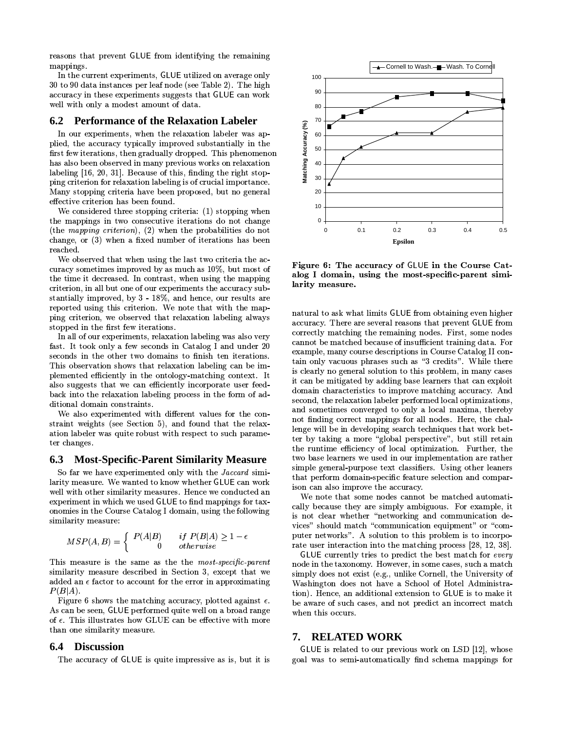reasons that prevent GLUE from identifying the remaining mappings.

In the current experiments, GLUE utilized on average only 30 to 90 data instances per leaf node (see Table 2). The high accuracy in these experiments suggests that GLUE can work well with only a modest amount of data.

## 6.2 Performance of the Relaxation Labeler

In our experiments, when the relaxation labeler was applied, the accuracy typically improved substantially in the first few iterations, then gradually dropped. This phenomenon has also been observed in many previous works on relaxation labeling [16, 20, 31]. Because of this, finding the right stopping criterion for relaxation labeling is of crucial importance. Many stopping criteria have been proposed, but no general effective criterion has been found.

We considered three stopping criteria: (1) stopping when the mappings in two consecutive iterations do not change (the *mapping criterion*), (2) when the probabilities do not change, or (3) when a fixed number of iterations has been reached.

We observed that when using the last two criteria the accuracy sometimes improved by as much as 10%, but most of the time it decreased. In contrast, when using the mapping criterion, in all but one of our experiments the accuracy substantially improved, by 3 - 18%, and hence, our results are reported using this criterion. We note that with the mapping criterion, we observed that relaxation labeling always stopped in the first few iterations.

In all of our experiments, relaxation labeling was also very fast. It took only a few seconds in Catalog I and under 20 seconds in the other two domains to finish ten iterations. This observation shows that relaxation labeling can be implemented efficiently in the ontology-matching context. It also suggests that we can efficiently incorporate user feedback into the relaxation labeling process in the form of additional domain constraints.

We also experimented with different values for the constraint weights (see Section 5), and found that the relaxation labeler was quite robust with respect to such parameter changes.

## 6.3 Most-Specific-Parent Similarity Measure

So far we have experimented only with the *Jaccard* similarity measure. We wanted to know whether GLUE can work well with other similarity measures. Hence we conducted an experiment in which we used GLUE to find mappings for taxonomies in the Course Catalog I domain, using the following similarity measure:

$$MSP(A,B) = \begin{cases} P(A|B) & if\ P(B|A) \geq 1-\epsilon \\ 0 & otherwise \end{cases}$$

This measure is the same as the the *most-specific-parent* similarity measure described in Section 3, except that we added an $\epsilon$ factor to account for the error in approximating $P(B|A)$.

Figure 6 shows the matching accuracy, plotted against $\epsilon$. As can be seen, GLUE performed quite well on a broad range of $\epsilon$. This illustrates how GLUE can be effective with more than one similarity measure.

**Figure 6: The accuracy of GLUE in the Course Catalog I domain, using the most-specific-parent similarity measure.**

## 6.4 Discussion

The accuracy of GLUE is quite impressive as is, but it is natural to ask what limits GLUE from obtaining even higher accuracy. There are several reasons that prevent GLUE from correctly matching the remaining nodes. First, some nodes cannot be matched because of insufficient training data. For example, many course descriptions in Course Catalog II contain only vacuous phrases such as "3 credits". While there is clearly no general solution to this problem, in many cases it can be mitigated by adding base learners that can exploit domain characteristics to improve matching accuracy. And second, the relaxation labeler performed local optimizations, and sometimes converged to only a local maxima, thereby not finding correct mappings for all nodes. Here, the challenge will be in developing search techniques that work better by taking a more "global perspective", but still retain the runtime efficiency of local optimization. Further, the two base learners we used in our implementation are rather simple general-purpose text classifiers. Using other leaners that perform domain-specific feature selection and comparison can also improve the accuracy.

We note that some nodes cannot be matched automatically because they are simply ambiguous. For example, it is not clear whether "networking and communication devices" should match "communication equipment" or "computer networks". A solution to this problem is to incorporate user interaction into the matching process [28, 12, 38].

GLUE currently tries to predict the best match for *every* node in the taxonomy. However, in some cases, such a match simply does not exist (e.g., unlike Cornell, the University of Washington does not have a School of Hotel Administration). Hence, an additional extension to GLUE is to make it be aware of such cases, and not predict an incorrect match when this occurs.

# 7. RELATED WORK

GLUE is related to our previous work on LSD [12], whose goal was to semi-automatically find schema mappings for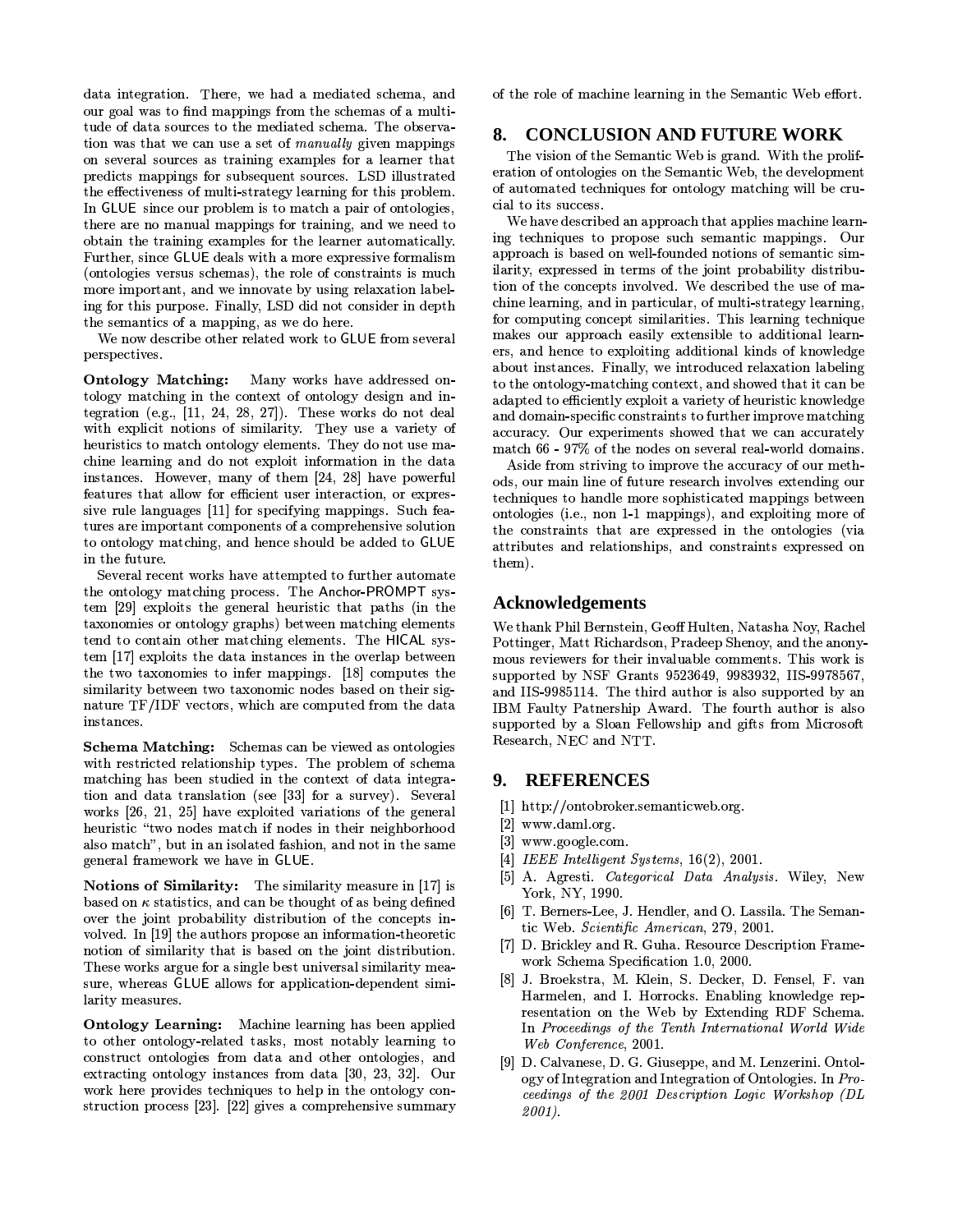data integration. There, we had a mediated schema, and our goal was to find mappings from the schemas of a multitude of data sources to the mediated schema. The observation was that we can use a set of *manually* given mappings on several sources as training examples for a learner that predicts mappings for subsequent sources. LSD illustrated the effectiveness of multi-strategy learning for this problem. In GLUE since our problem is to match a pair of ontologies, there are no manual mappings for training, and we need to obtain the training examples for the learner automatically. Further, since GLUE deals with a more expressive formalism (ontologies versus schemas), the role of constraints is much more important, and we innovate by using relaxation labeling for this purpose. Finally, LSD did not consider in depth the semantics of a mapping, as we do here.

We now describe other related work to GLUE from several perspectives.

**Ontology Matching:** Many works have addressed ontology matching in the context of ontology design and integration (e.g., [11, 24, 28, 27]). These works do not deal with explicit notions of similarity. They use a variety of heuristics to match ontology elements. They do not use machine learning and do not exploit information in the data instances. However, many of them [24, 28] have powerful features that allow for efficient user interaction, or expressive rule languages [11] for specifying mappings. Such features are important components of a comprehensive solution to ontology matching, and hence should be added to GLUE in the future.

Several recent works have attempted to further automate the ontology matching process. The Anchor-PROMPT system [29] exploits the general heuristic that paths (in the taxonomies or ontology graphs) between matching elements tend to contain other matching elements. The HICAL system [17] exploits the data instances in the overlap between the two taxonomies to infer mappings. [18] computes the similarity between two taxonomic nodes based on their signature TF/IDF vectors, which are computed from the data instances.

**Schema Matching:** Schemas can be viewed as ontologies with restricted relationship types. The problem of schema matching has been studied in the context of data integration and data translation (see [33] for a survey). Several works [26, 21, 25] have exploited variations of the general heuristic "two nodes match if nodes in their neighborhood also match", but in an isolated fashion, and not in the same general framework we have in GLUE.

**Notions of Similarity:** The similarity measure in [17] is based on $\kappa$ statistics, and can be thought of as being defined over the joint probability distribution of the concepts involved. In [19] the authors propose an information-theoretic notion of similarity that is based on the joint distribution. These works argue for a single best universal similarity measure, whereas GLUE allows for application-dependent similarity measures.

**Ontology Learning:** Machine learning has been applied to other ontology-related tasks, most notably learning to construct ontologies from data and other ontologies, and extracting ontology instances from data [30, 23, 32]. Our work here provides techniques to help in the ontology construction process [23]. [22] gives a comprehensive summary of the role of machine learning in the Semantic Web effort.

## 8. CONCLUSION AND FUTURE WORK

The vision of the Semantic Web is grand. With the proliferation of ontologies on the Semantic Web, the development of automated techniques for ontology matching will be crucial to its success.

We have described an approach that applies machine learning techniques to propose such semantic mappings. Our approach is based on well-founded notions of semantic similarity, expressed in terms of the joint probability distribution of the concepts involved. We described the use of machine learning, and in particular, of multi-strategy learning, for computing concept similarities. This learning technique makes our approach easily extensible to additional learners, and hence to exploiting additional kinds of knowledge about instances. Finally, we introduced relaxation labeling to the ontology-matching context, and showed that it can be adapted to efficiently exploit a variety of heuristic knowledge and domain-specific constraints to further improve matching accuracy. Our experiments showed that we can accurately match 66 - 97% of the nodes on several real-world domains.

Aside from striving to improve the accuracy of our methods, our main line of future research involves extending our techniques to handle more sophisticated mappings between ontologies (i.e., non 1-1 mappings), and exploiting more of the constraints that are expressed in the ontologies (via attributes and relationships, and constraints expressed on them).

## Acknowledgements

We thank Phil Bernstein, Geoff Hulten, Natasha Noy, Rachel Pottinger, Matt Richardson, Pradeep Shenoy, and the anonymous reviewers for their invaluable comments. This work is supported by NSF Grants 9523649, 9983932, IIS-9978567, and IIS-9985114. The third author is also supported by an IBM Faulty Patnership Award. The fourth author is also supported by a Sloan Fellowship and gifts from Microsoft Research, NEC and NTT.

## 9. REFERENCES

[1] http://ontobroker.semanticweb.org.

[2] www.daml.org.

[3] www.google.com.

[4] *IEEE Intelligent Systems*, 16(2), 2001.

[5] A. Agresti. *Categorical Data Analysis*. Wiley, New York, NY, 1990.

[6] T. Berners-Lee, J. Hendler, and O. Lassila. The Semantic Web. *Scientific American*, 279, 2001.

[7] D. Brickley and R. Guha. Resource Description Framework Schema Specification 1.0, 2000.

[8] J. Broekstra, M. Klein, S. Decker, D. Fensel, F. van Harmelen, and I. Horrocks. Enabling knowledge representation on the Web by Extending RDF Schema. In *Proceedings of the Tenth International World Wide Web Conference*, 2001.

[9] D. Calvanese, D. G. Giuseppe, and M. Lenzerini. Ontology of Integration and Integration of Ontologies. In *Proceedings of the 2001 Description Logic Workshop (DL 2001)*.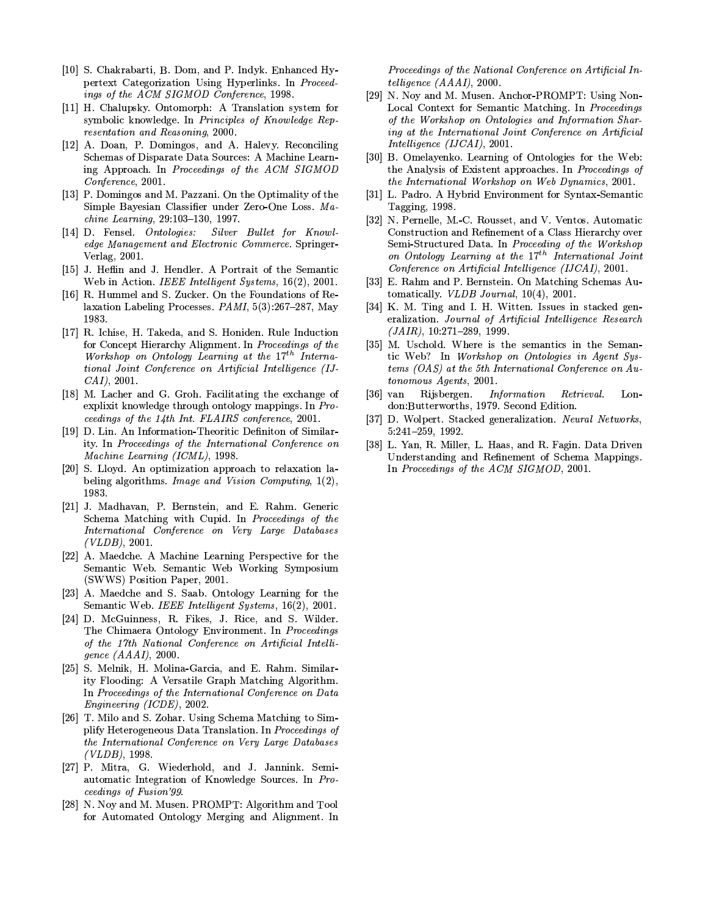[10] S. Chakrabarti, B. Dom, and P. Indyk. Enhanced Hypertext Categorization Using Hyperlinks. In *Proceedings of the ACM SIGMOD Conference*, 1998.

[11] H. Chalupsky. Ontomorph: A Translation system for symbolic knowledge. In *Principles of Knowledge Representation and Reasoning*, 2000.

[12] A. Doan, P. Domingos, and A. Halevy. Reconciling Schemas of Disparate Data Sources: A Machine Learning Approach. In *Proceedings of the ACM SIGMOD Conference*, 2001.

[13] P. Domingos and M. Pazzani. On the Optimality of the Simple Bayesian Classifier under Zero-One Loss. *Machine Learning*, 29:103–130, 1997.

[14] D. Fensel. *Ontologies: Silver Bullet for Knowledge Management and Electronic Commerce*. Springer-Verlag, 2001.

[15] J. Heflin and J. Hendler. A Portrait of the Semantic Web in Action. *IEEE Intelligent Systems*, 16(2), 2001.

[16] R. Hummel and S. Zucker. On the Foundations of Relaxation Labeling Processes. *PAMI*, 5(3):267–287, May 1983.

[17] R. Ichise, H. Takeda, and S. Honiden. Rule Induction for Concept Hierarchy Alignment. In *Proceedings of the Workshop on Ontology Learning at the $17^{th}$ International Joint Conference on Artificial Intelligence (IJCAI)*, 2001.

[18] M. Lacher and G. Groh. Facilitating the exchange of explixit knowledge through ontology mappings. In *Proceedings of the 14th Int. FLAIRS conference*, 2001.

[19] D. Lin. An Information-Theoritic Definiton of Similarity. In *Proceedings of the International Conference on Machine Learning (ICML)*, 1998.

[20] S. Lloyd. An optimization approach to relaxation labeling algorithms. *Image and Vision Computing*, 1(2), 1983.

[21] J. Madhavan, P. Bernstein, and E. Rahm. Generic Schema Matching with Cupid. In *Proceedings of the International Conference on Very Large Databases (VLDB)*, 2001.

[22] A. Maedche. A Machine Learning Perspective for the Semantic Web. Semantic Web Working Symposium (SWWS) Position Paper, 2001.

[23] A. Maedche and S. Saab. Ontology Learning for the Semantic Web. *IEEE Intelligent Systems*, 16(2), 2001.

[24] D. McGuinness, R. Fikes, J. Rice, and S. Wilder. The Chimaera Ontology Environment. In *Proceedings of the 17th National Conference on Artificial Intelligence (AAAI)*, 2000.

[25] S. Melnik, H. Molina-Garcia, and E. Rahm. Similarity Flooding: A Versatile Graph Matching Algorithm. In *Proceedings of the International Conference on Data Engineering (ICDE)*, 2002.

[26] T. Milo and S. Zohar. Using Schema Matching to Simplify Heterogeneous Data Translation. In *Proceedings of the International Conference on Very Large Databases (VLDB)*, 1998.

[27] P. Mitra, G. Wiederhold, and J. Jannink. Semi-automatic Integration of Knowledge Sources. In *Proceedings of Fusion'99*.

[28] N. Noy and M. Musen. PROMPT: Algorithm and Tool for Automated Ontology Merging and Alignment. In *Proceedings of the National Conference on Artificial Intelligence (AAAI)*, 2000.

[29] N. Noy and M. Musen. Anchor-PROMPT: Using Non-Local Context for Semantic Matching. In *Proceedings of the Workshop on Ontologies and Information Sharing at the International Joint Conference on Artificial Intelligence (IJCAI)*, 2001.

[30] B. Omelayenko. Learning of Ontologies for the Web: the Analysis of Existent approaches. In *Proceedings of the International Workshop on Web Dynamics*, 2001.

[31] L. Padro. A Hybrid Environment for Syntax-Semantic Tagging, 1998.

[32] N. Pernelle, M.-C. Rousset, and V. Ventos. Automatic Construction and Refinement of a Class Hierarchy over Semi-Structured Data. In *Proceeding of the Workshop on Ontology Learning at the $17^{th}$ International Joint Conference on Artificial Intelligence (IJCAI)*, 2001.

[33] E. Rahm and P. Bernstein. On Matching Schemas Automatically. *VLDB Journal*, 10(4), 2001.

[34] K. M. Ting and I. H. Witten. Issues in stacked generalization. *Journal of Artificial Intelligence Research (JAIR)*, 10:271–289, 1999.

[35] M. Uschold. Where is the semantics in the Semantic Web? In *Workshop on Ontologies in Agent Systems (OAS) at the 5th International Conference on Autonomous Agents*, 2001.

[36] van Rijsbergen. *Information Retrieval*. London:Butterworths, 1979. Second Edition.

[37] D. Wolpert. Stacked generalization. *Neural Networks*, 5:241–259, 1992.

[38] L. Yan, R. Miller, L. Haas, and R. Fagin. Data Driven Understanding and Refinement of Schema Mappings. In *Proceedings of the ACM SIGMOD*, 2001.